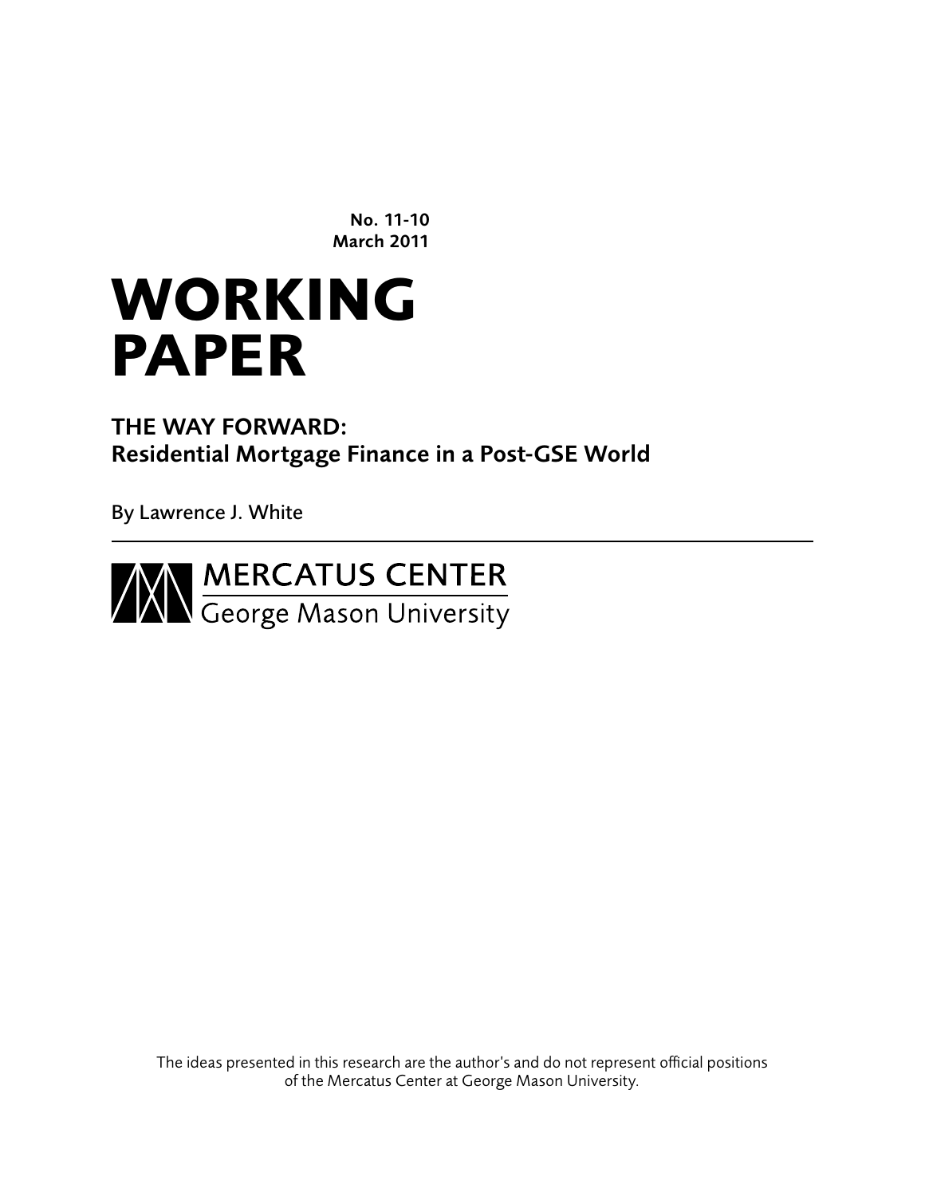**No. 11-10**
**March 2011**

# WORKING PAPER

## THE WAY FORWARD:
## Residential Mortgage Finance in a Post-GSE World

By Lawrence J. White

MERCATUS CENTER
George Mason University

The ideas presented in this research are the author's and do not represent official positions of the Mercatus Center at George Mason University.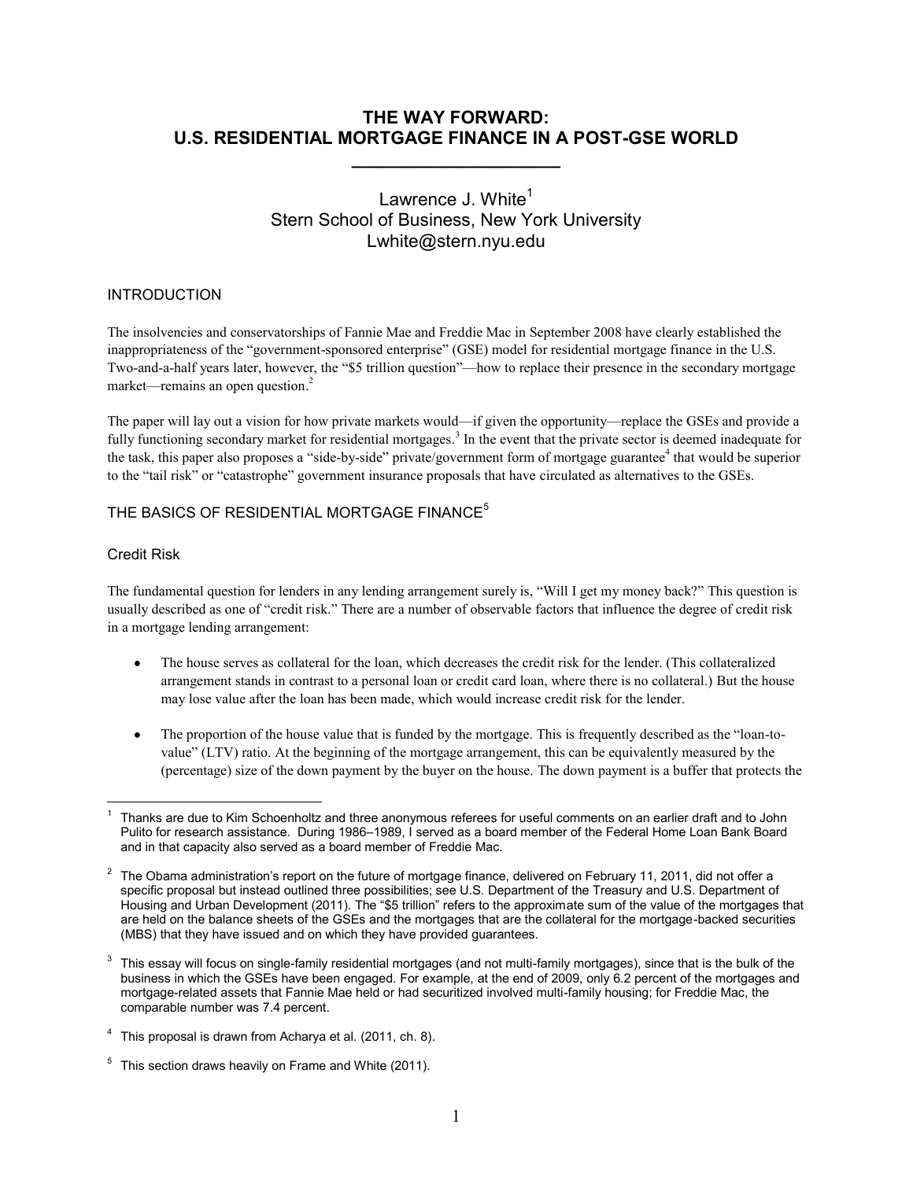# THE WAY FORWARD: U.S. RESIDENTIAL MORTGAGE FINANCE IN A POST-GSE WORLD

Lawrence J. White[1]
Stern School of Business, New York University
Lwhite@stern.nyu.edu

## INTRODUCTION

The insolvencies and conservatorships of Fannie Mae and Freddie Mac in September 2008 have clearly established the inappropriateness of the "government-sponsored enterprise" (GSE) model for residential mortgage finance in the U.S. Two-and-a-half years later, however, the "$5 trillion question"—how to replace their presence in the secondary mortgage market—remains an open question.[2]

The paper will lay out a vision for how private markets would—if given the opportunity—replace the GSEs and provide a fully functioning secondary market for residential mortgages.[3] In the event that the private sector is deemed inadequate for the task, this paper also proposes a "side-by-side" private/government form of mortgage guarantee[4] that would be superior to the "tail risk" or "catastrophe" government insurance proposals that have circulated as alternatives to the GSEs.

## THE BASICS OF RESIDENTIAL MORTGAGE FINANCE[5]

### Credit Risk

The fundamental question for lenders in any lending arrangement surely is, "Will I get my money back?" This question is usually described as one of "credit risk." There are a number of observable factors that influence the degree of credit risk in a mortgage lending arrangement:

- The house serves as collateral for the loan, which decreases the credit risk for the lender. (This collateralized arrangement stands in contrast to a personal loan or credit card loan, where there is no collateral.) But the house may lose value after the loan has been made, which would increase credit risk for the lender.
- The proportion of the house value that is funded by the mortgage. This is frequently described as the "loan-to-value" (LTV) ratio. At the beginning of the mortgage arrangement, this can be equivalently measured by the (percentage) size of the down payment by the buyer on the house. The down payment is a buffer that protects the

---

[1] Thanks are due to Kim Schoenholtz and three anonymous referees for useful comments on an earlier draft and to John Pulito for research assistance. During 1986–1989, I served as a board member of the Federal Home Loan Bank Board and in that capacity also served as a board member of Freddie Mac.

[2] The Obama administration's report on the future of mortgage finance, delivered on February 11, 2011, did not offer a specific proposal but instead outlined three possibilities; see U.S. Department of the Treasury and U.S. Department of Housing and Urban Development (2011). The "$5 trillion" refers to the approximate sum of the value of the mortgages that are held on the balance sheets of the GSEs and the mortgages that are the collateral for the mortgage-backed securities (MBS) that they have issued and on which they have provided guarantees.

[3] This essay will focus on single-family residential mortgages (and not multi-family mortgages), since that is the bulk of the business in which the GSEs have been engaged. For example, at the end of 2009, only 6.2 percent of the mortgages and mortgage-related assets that Fannie Mae held or had securitized involved multi-family housing; for Freddie Mac, the comparable number was 7.4 percent.

[4] This proposal is drawn from Acharya et al. (2011, ch. 8).

[5] This section draws heavily on Frame and White (2011).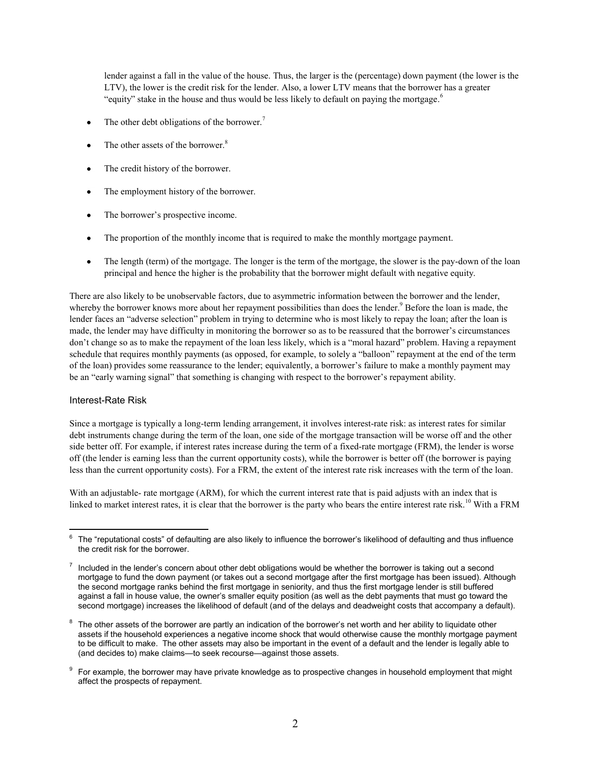lender against a fall in the value of the house. Thus, the larger is the (percentage) down payment (the lower is the LTV), the lower is the credit risk for the lender. Also, a lower LTV means that the borrower has a greater "equity" stake in the house and thus would be less likely to default on paying the mortgage.[6]

- The other debt obligations of the borrower.[7]
- The other assets of the borrower.[8]
- The credit history of the borrower.
- The employment history of the borrower.
- The borrower's prospective income.
- The proportion of the monthly income that is required to make the monthly mortgage payment.
- The length (term) of the mortgage. The longer is the term of the mortgage, the slower is the pay-down of the loan principal and hence the higher is the probability that the borrower might default with negative equity.

There are also likely to be unobservable factors, due to asymmetric information between the borrower and the lender, whereby the borrower knows more about her repayment possibilities than does the lender.[9] Before the loan is made, the lender faces an "adverse selection" problem in trying to determine who is most likely to repay the loan; after the loan is made, the lender may have difficulty in monitoring the borrower so as to be reassured that the borrower's circumstances don't change so as to make the repayment of the loan less likely, which is a "moral hazard" problem. Having a repayment schedule that requires monthly payments (as opposed, for example, to solely a "balloon" repayment at the end of the term of the loan) provides some reassurance to the lender; equivalently, a borrower's failure to make a monthly payment may be an "early warning signal" that something is changing with respect to the borrower's repayment ability.

### Interest-Rate Risk

Since a mortgage is typically a long-term lending arrangement, it involves interest-rate risk: as interest rates for similar debt instruments change during the term of the loan, one side of the mortgage transaction will be worse off and the other side better off. For example, if interest rates increase during the term of a fixed-rate mortgage (FRM), the lender is worse off (the lender is earning less than the current opportunity costs), while the borrower is better off (the borrower is paying less than the current opportunity costs). For a FRM, the extent of the interest rate risk increases with the term of the loan.

With an adjustable- rate mortgage (ARM), for which the current interest rate that is paid adjusts with an index that is linked to market interest rates, it is clear that the borrower is the party who bears the entire interest rate risk.[10] With a FRM

---

[6] The "reputational costs" of defaulting are also likely to influence the borrower's likelihood of defaulting and thus influence the credit risk for the borrower.

[7] Included in the lender's concern about other debt obligations would be whether the borrower is taking out a second mortgage to fund the down payment (or takes out a second mortgage after the first mortgage has been issued). Although the second mortgage ranks behind the first mortgage in seniority, and thus the first mortgage lender is still buffered against a fall in house value, the owner's smaller equity position (as well as the debt payments that must go toward the second mortgage) increases the likelihood of default (and of the delays and deadweight costs that accompany a default).

[8] The other assets of the borrower are partly an indication of the borrower's net worth and her ability to liquidate other assets if the household experiences a negative income shock that would otherwise cause the monthly mortgage payment to be difficult to make. The other assets may also be important in the event of a default and the lender is legally able to (and decides to) make claims—to seek recourse—against those assets.

[9] For example, the borrower may have private knowledge as to prospective changes in household employment that might affect the prospects of repayment.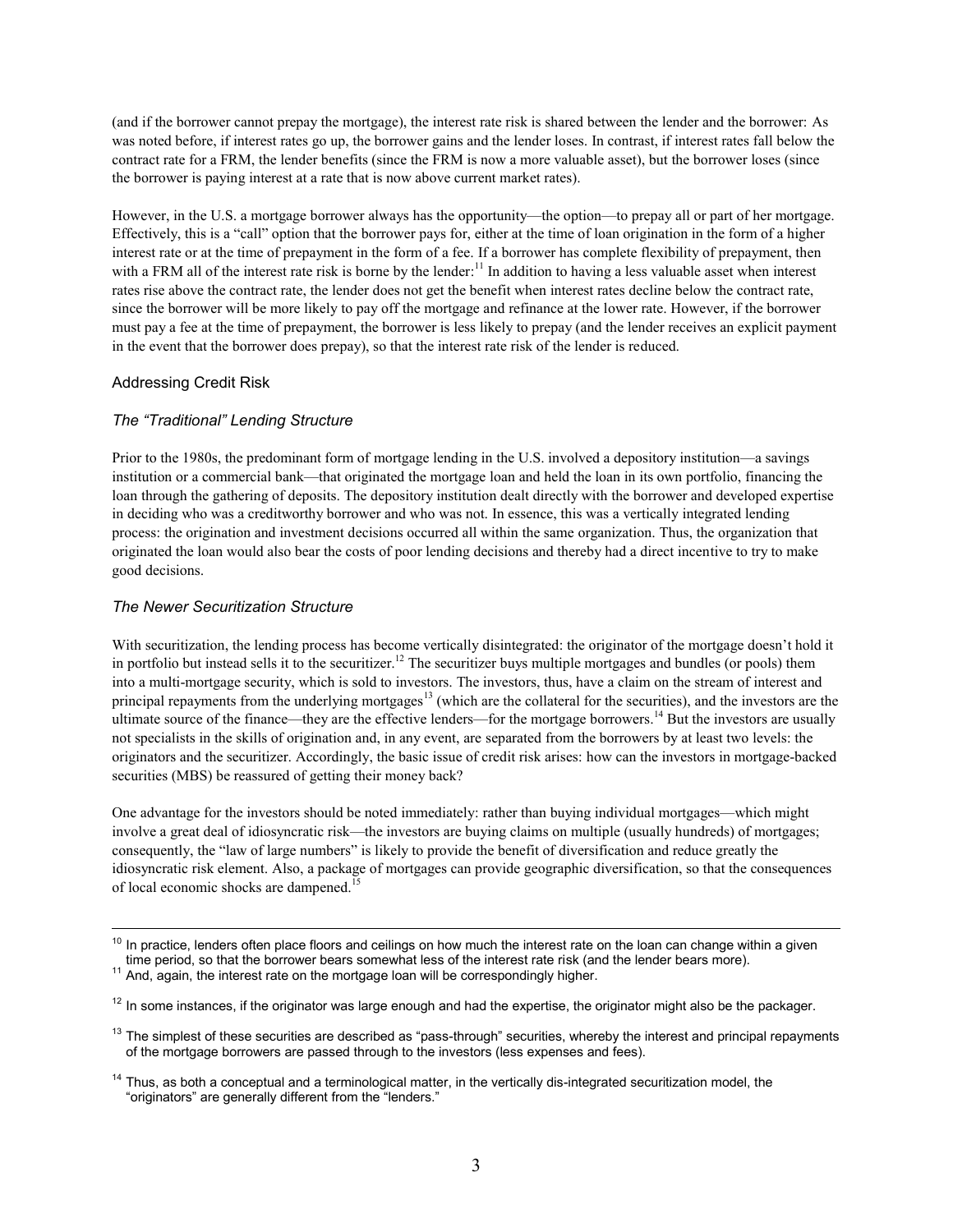(and if the borrower cannot prepay the mortgage), the interest rate risk is shared between the lender and the borrower: As was noted before, if interest rates go up, the borrower gains and the lender loses. In contrast, if interest rates fall below the contract rate for a FRM, the lender benefits (since the FRM is now a more valuable asset), but the borrower loses (since the borrower is paying interest at a rate that is now above current market rates).

However, in the U.S. a mortgage borrower always has the opportunity—the option—to prepay all or part of her mortgage. Effectively, this is a "call" option that the borrower pays for, either at the time of loan origination in the form of a higher interest rate or at the time of prepayment in the form of a fee. If a borrower has complete flexibility of prepayment, then with a FRM all of the interest rate risk is borne by the lender:[11] In addition to having a less valuable asset when interest rates rise above the contract rate, the lender does not get the benefit when interest rates decline below the contract rate, since the borrower will be more likely to pay off the mortgage and refinance at the lower rate. However, if the borrower must pay a fee at the time of prepayment, the borrower is less likely to prepay (and the lender receives an explicit payment in the event that the borrower does prepay), so that the interest rate risk of the lender is reduced.

## Addressing Credit Risk

### *The "Traditional" Lending Structure*

Prior to the 1980s, the predominant form of mortgage lending in the U.S. involved a depository institution—a savings institution or a commercial bank—that originated the mortgage loan and held the loan in its own portfolio, financing the loan through the gathering of deposits. The depository institution dealt directly with the borrower and developed expertise in deciding who was a creditworthy borrower and who was not. In essence, this was a vertically integrated lending process: the origination and investment decisions occurred all within the same organization. Thus, the organization that originated the loan would also bear the costs of poor lending decisions and thereby had a direct incentive to try to make good decisions.

### *The Newer Securitization Structure*

With securitization, the lending process has become vertically disintegrated: the originator of the mortgage doesn't hold it in portfolio but instead sells it to the securitizer.[12] The securitizer buys multiple mortgages and bundles (or pools) them into a multi-mortgage security, which is sold to investors. The investors, thus, have a claim on the stream of interest and principal repayments from the underlying mortgages[13] (which are the collateral for the securities), and the investors are the ultimate source of the finance—they are the effective lenders—for the mortgage borrowers.[14] But the investors are usually not specialists in the skills of origination and, in any event, are separated from the borrowers by at least two levels: the originators and the securitizer. Accordingly, the basic issue of credit risk arises: how can the investors in mortgage-backed securities (MBS) be reassured of getting their money back?

One advantage for the investors should be noted immediately: rather than buying individual mortgages—which might involve a great deal of idiosyncratic risk—the investors are buying claims on multiple (usually hundreds) of mortgages; consequently, the "law of large numbers" is likely to provide the benefit of diversification and reduce greatly the idiosyncratic risk element. Also, a package of mortgages can provide geographic diversification, so that the consequences of local economic shocks are dampened.[15]

---

[10] In practice, lenders often place floors and ceilings on how much the interest rate on the loan can change within a given time period, so that the borrower bears somewhat less of the interest rate risk (and the lender bears more).

[11] And, again, the interest rate on the mortgage loan will be correspondingly higher.

[12] In some instances, if the originator was large enough and had the expertise, the originator might also be the packager.

[13] The simplest of these securities are described as "pass-through" securities, whereby the interest and principal repayments of the mortgage borrowers are passed through to the investors (less expenses and fees).

[14] Thus, as both a conceptual and a terminological matter, in the vertically dis-integrated securitization model, the "originators" are generally different from the "lenders."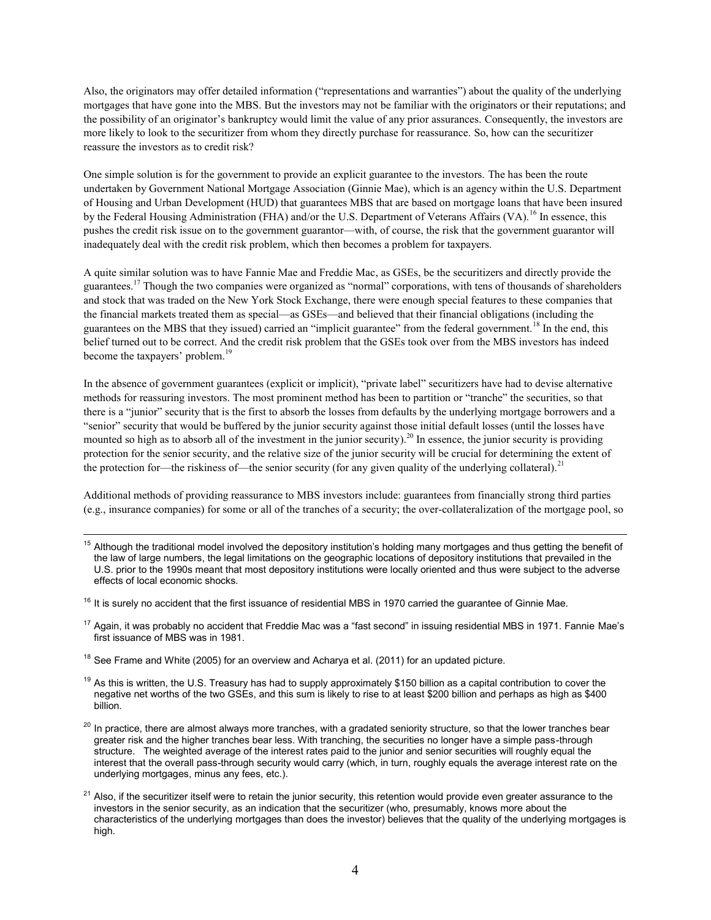Also, the originators may offer detailed information ("representations and warranties") about the quality of the underlying mortgages that have gone into the MBS. But the investors may not be familiar with the originators or their reputations; and the possibility of an originator's bankruptcy would limit the value of any prior assurances. Consequently, the investors are more likely to look to the securitizer from whom they directly purchase for reassurance. So, how can the securitizer reassure the investors as to credit risk?

One simple solution is for the government to provide an explicit guarantee to the investors. The has been the route undertaken by Government National Mortgage Association (Ginnie Mae), which is an agency within the U.S. Department of Housing and Urban Development (HUD) that guarantees MBS that are based on mortgage loans that have been insured by the Federal Housing Administration (FHA) and/or the U.S. Department of Veterans Affairs (VA).[16] In essence, this pushes the credit risk issue on to the government guarantor—with, of course, the risk that the government guarantor will inadequately deal with the credit risk problem, which then becomes a problem for taxpayers.

A quite similar solution was to have Fannie Mae and Freddie Mac, as GSEs, be the securitizers and directly provide the guarantees.[17] Though the two companies were organized as "normal" corporations, with tens of thousands of shareholders and stock that was traded on the New York Stock Exchange, there were enough special features to these companies that the financial markets treated them as special—as GSEs—and believed that their financial obligations (including the guarantees on the MBS that they issued) carried an "implicit guarantee" from the federal government.[18] In the end, this belief turned out to be correct. And the credit risk problem that the GSEs took over from the MBS investors has indeed become the taxpayers' problem.[19]

In the absence of government guarantees (explicit or implicit), "private label" securitizers have had to devise alternative methods for reassuring investors. The most prominent method has been to partition or "tranche" the securities, so that there is a "junior" security that is the first to absorb the losses from defaults by the underlying mortgage borrowers and a "senior" security that would be buffered by the junior security against those initial default losses (until the losses have mounted so high as to absorb all of the investment in the junior security).[20] In essence, the junior security is providing protection for the senior security, and the relative size of the junior security will be crucial for determining the extent of the protection for—the riskiness of—the senior security (for any given quality of the underlying collateral).[21]

Additional methods of providing reassurance to MBS investors include: guarantees from financially strong third parties (e.g., insurance companies) for some or all of the tranches of a security; the over-collateralization of the mortgage pool, so

---

[15] Although the traditional model involved the depository institution's holding many mortgages and thus getting the benefit of the law of large numbers, the legal limitations on the geographic locations of depository institutions that prevailed in the U.S. prior to the 1990s meant that most depository institutions were locally oriented and thus were subject to the adverse effects of local economic shocks.

[16] It is surely no accident that the first issuance of residential MBS in 1970 carried the guarantee of Ginnie Mae.

[17] Again, it was probably no accident that Freddie Mac was a "fast second" in issuing residential MBS in 1971. Fannie Mae's first issuance of MBS was in 1981.

[18] See Frame and White (2005) for an overview and Acharya et al. (2011) for an updated picture.

[19] As this is written, the U.S. Treasury has had to supply approximately $150 billion as a capital contribution to cover the negative net worths of the two GSEs, and this sum is likely to rise to at least $200 billion and perhaps as high as $400 billion.

[20] In practice, there are almost always more tranches, with a gradated seniority structure, so that the lower tranches bear greater risk and the higher tranches bear less. With tranching, the securities no longer have a simple pass-through structure. The weighted average of the interest rates paid to the junior and senior securities will roughly equal the interest that the overall pass-through security would carry (which, in turn, roughly equals the average interest rate on the underlying mortgages, minus any fees, etc.).

[21] Also, if the securitizer itself were to retain the junior security, this retention would provide even greater assurance to the investors in the senior security, as an indication that the securitizer (who, presumably, knows more about the characteristics of the underlying mortgages than does the investor) believes that the quality of the underlying mortgages is high.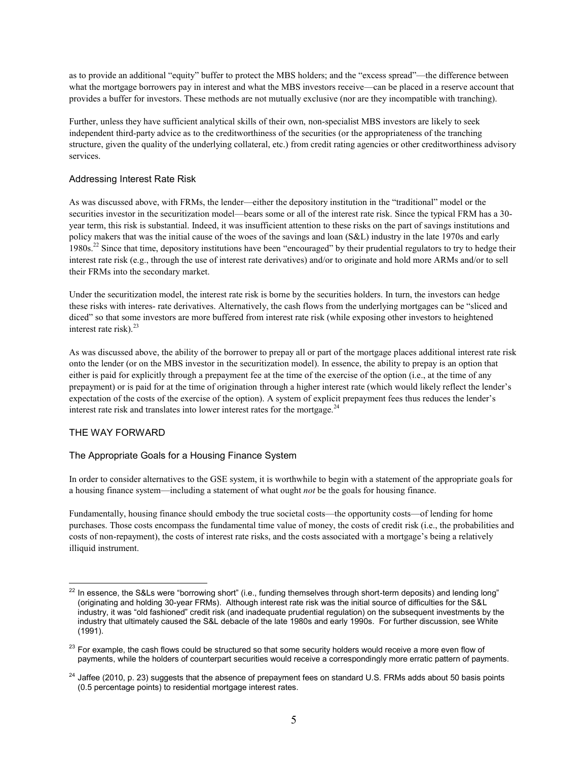as to provide an additional "equity" buffer to protect the MBS holders; and the "excess spread"—the difference between what the mortgage borrowers pay in interest and what the MBS investors receive—can be placed in a reserve account that provides a buffer for investors. These methods are not mutually exclusive (nor are they incompatible with tranching).

Further, unless they have sufficient analytical skills of their own, non-specialist MBS investors are likely to seek independent third-party advice as to the creditworthiness of the securities (or the appropriateness of the tranching structure, given the quality of the underlying collateral, etc.) from credit rating agencies or other creditworthiness advisory services.

### Addressing Interest Rate Risk

As was discussed above, with FRMs, the lender—either the depository institution in the "traditional" model or the securities investor in the securitization model—bears some or all of the interest rate risk. Since the typical FRM has a 30-year term, this risk is substantial. Indeed, it was insufficient attention to these risks on the part of savings institutions and policy makers that was the initial cause of the woes of the savings and loan (S&L) industry in the late 1970s and early 1980s.[22] Since that time, depository institutions have been "encouraged" by their prudential regulators to try to hedge their interest rate risk (e.g., through the use of interest rate derivatives) and/or to originate and hold more ARMs and/or to sell their FRMs into the secondary market.

Under the securitization model, the interest rate risk is borne by the securities holders. In turn, the investors can hedge these risks with interes- rate derivatives. Alternatively, the cash flows from the underlying mortgages can be "sliced and diced" so that some investors are more buffered from interest rate risk (while exposing other investors to heightened interest rate risk).[23]

As was discussed above, the ability of the borrower to prepay all or part of the mortgage places additional interest rate risk onto the lender (or on the MBS investor in the securitization model). In essence, the ability to prepay is an option that either is paid for explicitly through a prepayment fee at the time of the exercise of the option (i.e., at the time of any prepayment) or is paid for at the time of origination through a higher interest rate (which would likely reflect the lender's expectation of the costs of the exercise of the option). A system of explicit prepayment fees thus reduces the lender's interest rate risk and translates into lower interest rates for the mortgage.[24]

## THE WAY FORWARD

### The Appropriate Goals for a Housing Finance System

In order to consider alternatives to the GSE system, it is worthwhile to begin with a statement of the appropriate goals for a housing finance system—including a statement of what ought *not* be the goals for housing finance.

Fundamentally, housing finance should embody the true societal costs—the opportunity costs—of lending for home purchases. Those costs encompass the fundamental time value of money, the costs of credit risk (i.e., the probabilities and costs of non-repayment), the costs of interest rate risks, and the costs associated with a mortgage's being a relatively illiquid instrument.

---

[22] In essence, the S&Ls were "borrowing short" (i.e., funding themselves through short-term deposits) and lending long" (originating and holding 30-year FRMs). Although interest rate risk was the initial source of difficulties for the S&L industry, it was "old fashioned" credit risk (and inadequate prudential regulation) on the subsequent investments by the industry that ultimately caused the S&L debacle of the late 1980s and early 1990s. For further discussion, see White (1991).

[23] For example, the cash flows could be structured so that some security holders would receive a more even flow of payments, while the holders of counterpart securities would receive a correspondingly more erratic pattern of payments.

[24] Jaffee (2010, p. 23) suggests that the absence of prepayment fees on standard U.S. FRMs adds about 50 basis points (0.5 percentage points) to residential mortgage interest rates.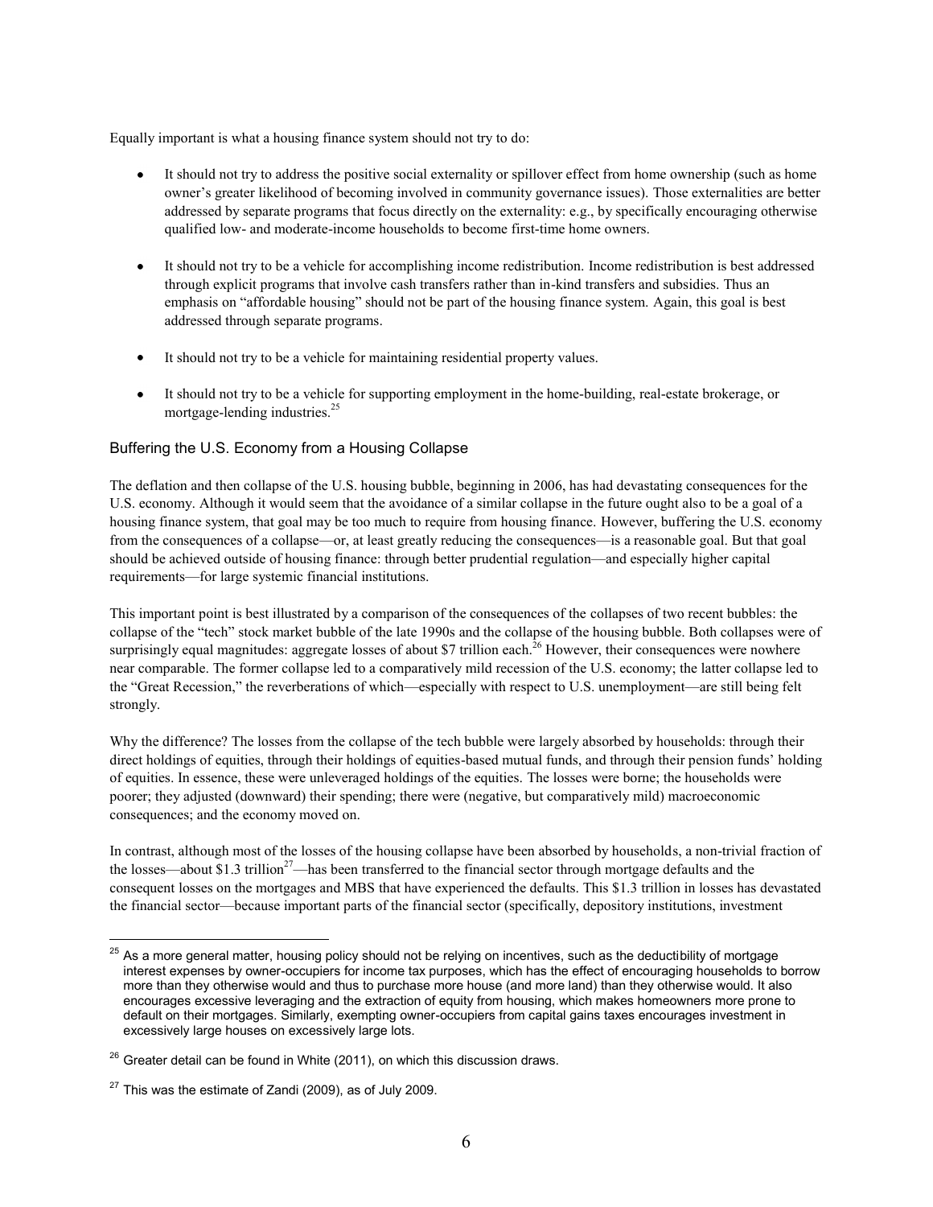Equally important is what a housing finance system should not try to do:

- It should not try to address the positive social externality or spillover effect from home ownership (such as home owner's greater likelihood of becoming involved in community governance issues). Those externalities are better addressed by separate programs that focus directly on the externality: e.g., by specifically encouraging otherwise qualified low- and moderate-income households to become first-time home owners.
- It should not try to be a vehicle for accomplishing income redistribution. Income redistribution is best addressed through explicit programs that involve cash transfers rather than in-kind transfers and subsidies. Thus an emphasis on "affordable housing" should not be part of the housing finance system. Again, this goal is best addressed through separate programs.
- It should not try to be a vehicle for maintaining residential property values.
- It should not try to be a vehicle for supporting employment in the home-building, real-estate brokerage, or mortgage-lending industries.[25]

### Buffering the U.S. Economy from a Housing Collapse

The deflation and then collapse of the U.S. housing bubble, beginning in 2006, has had devastating consequences for the U.S. economy. Although it would seem that the avoidance of a similar collapse in the future ought also to be a goal of a housing finance system, that goal may be too much to require from housing finance. However, buffering the U.S. economy from the consequences of a collapse—or, at least greatly reducing the consequences—is a reasonable goal. But that goal should be achieved outside of housing finance: through better prudential regulation—and especially higher capital requirements—for large systemic financial institutions.

This important point is best illustrated by a comparison of the consequences of the collapses of two recent bubbles: the collapse of the "tech" stock market bubble of the late 1990s and the collapse of the housing bubble. Both collapses were of surprisingly equal magnitudes: aggregate losses of about $7 trillion each.[26] However, their consequences were nowhere near comparable. The former collapse led to a comparatively mild recession of the U.S. economy; the latter collapse led to the "Great Recession," the reverberations of which—especially with respect to U.S. unemployment—are still being felt strongly.

Why the difference? The losses from the collapse of the tech bubble were largely absorbed by households: through their direct holdings of equities, through their holdings of equities-based mutual funds, and through their pension funds' holding of equities. In essence, these were unleveraged holdings of the equities. The losses were borne; the households were poorer; they adjusted (downward) their spending; there were (negative, but comparatively mild) macroeconomic consequences; and the economy moved on.

In contrast, although most of the losses of the housing collapse have been absorbed by households, a non-trivial fraction of the losses—about $1.3 trillion[27]—has been transferred to the financial sector through mortgage defaults and the consequent losses on the mortgages and MBS that have experienced the defaults. This $1.3 trillion in losses has devastated the financial sector—because important parts of the financial sector (specifically, depository institutions, investment

---

[25] As a more general matter, housing policy should not be relying on incentives, such as the deductibility of mortgage interest expenses by owner-occupiers for income tax purposes, which has the effect of encouraging households to borrow more than they otherwise would and thus to purchase more house (and more land) than they otherwise would. It also encourages excessive leveraging and the extraction of equity from housing, which makes homeowners more prone to default on their mortgages. Similarly, exempting owner-occupiers from capital gains taxes encourages investment in excessively large houses on excessively large lots.

[26] Greater detail can be found in White (2011), on which this discussion draws.

[27] This was the estimate of Zandi (2009), as of July 2009.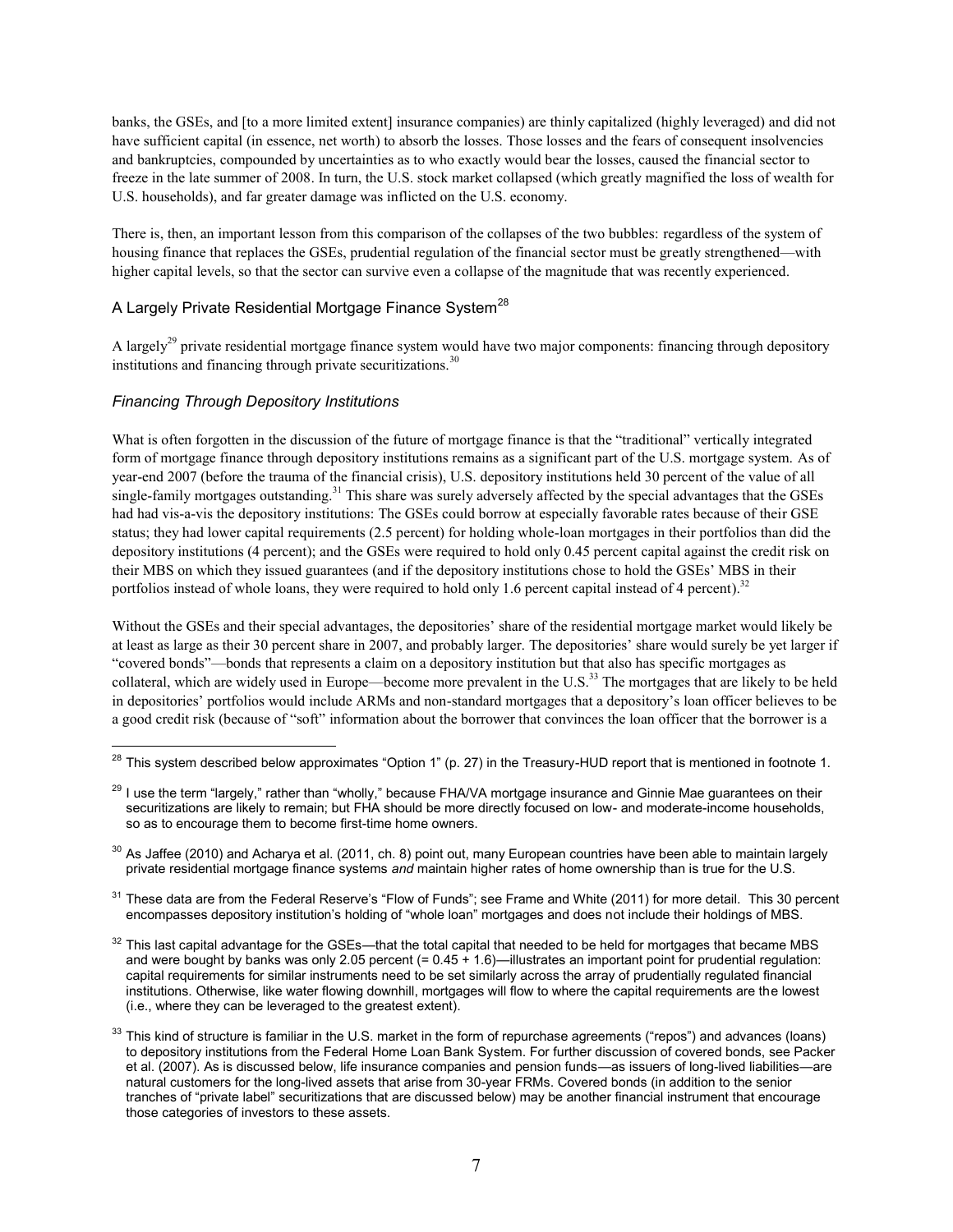banks, the GSEs, and [to a more limited extent] insurance companies) are thinly capitalized (highly leveraged) and did not have sufficient capital (in essence, net worth) to absorb the losses. Those losses and the fears of consequent insolvencies and bankruptcies, compounded by uncertainties as to who exactly would bear the losses, caused the financial sector to freeze in the late summer of 2008. In turn, the U.S. stock market collapsed (which greatly magnified the loss of wealth for U.S. households), and far greater damage was inflicted on the U.S. economy.

There is, then, an important lesson from this comparison of the collapses of the two bubbles: regardless of the system of housing finance that replaces the GSEs, prudential regulation of the financial sector must be greatly strengthened—with higher capital levels, so that the sector can survive even a collapse of the magnitude that was recently experienced.

## A Largely Private Residential Mortgage Finance System[28]

A largely[29] private residential mortgage finance system would have two major components: financing through depository institutions and financing through private securitizations.[30]

### *Financing Through Depository Institutions*

What is often forgotten in the discussion of the future of mortgage finance is that the "traditional" vertically integrated form of mortgage finance through depository institutions remains as a significant part of the U.S. mortgage system. As of year-end 2007 (before the trauma of the financial crisis), U.S. depository institutions held 30 percent of the value of all single-family mortgages outstanding.[31] This share was surely adversely affected by the special advantages that the GSEs had had vis-a-vis the depository institutions: The GSEs could borrow at especially favorable rates because of their GSE status; they had lower capital requirements (2.5 percent) for holding whole-loan mortgages in their portfolios than did the depository institutions (4 percent); and the GSEs were required to hold only 0.45 percent capital against the credit risk on their MBS on which they issued guarantees (and if the depository institutions chose to hold the GSEs' MBS in their portfolios instead of whole loans, they were required to hold only 1.6 percent capital instead of 4 percent).[32]

Without the GSEs and their special advantages, the depositories' share of the residential mortgage market would likely be at least as large as their 30 percent share in 2007, and probably larger. The depositories' share would surely be yet larger if "covered bonds"—bonds that represents a claim on a depository institution but that also has specific mortgages as collateral, which are widely used in Europe—become more prevalent in the U.S.[33] The mortgages that are likely to be held in depositories' portfolios would include ARMs and non-standard mortgages that a depository's loan officer believes to be a good credit risk (because of "soft" information about the borrower that convinces the loan officer that the borrower is a

---

[28] This system described below approximates "Option 1" (p. 27) in the Treasury-HUD report that is mentioned in footnote 1.

[29] I use the term "largely," rather than "wholly," because FHA/VA mortgage insurance and Ginnie Mae guarantees on their securitizations are likely to remain; but FHA should be more directly focused on low- and moderate-income households, so as to encourage them to become first-time home owners.

[30] As Jaffee (2010) and Acharya et al. (2011, ch. 8) point out, many European countries have been able to maintain largely private residential mortgage finance systems *and* maintain higher rates of home ownership than is true for the U.S.

[31] These data are from the Federal Reserve's "Flow of Funds"; see Frame and White (2011) for more detail. This 30 percent encompasses depository institution's holding of "whole loan" mortgages and does not include their holdings of MBS.

[32] This last capital advantage for the GSEs—that the total capital that needed to be held for mortgages that became MBS and were bought by banks was only 2.05 percent (= 0.45 + 1.6)—illustrates an important point for prudential regulation: capital requirements for similar instruments need to be set similarly across the array of prudentially regulated financial institutions. Otherwise, like water flowing downhill, mortgages will flow to where the capital requirements are the lowest (i.e., where they can be leveraged to the greatest extent).

[33] This kind of structure is familiar in the U.S. market in the form of repurchase agreements ("repos") and advances (loans) to depository institutions from the Federal Home Loan Bank System. For further discussion of covered bonds, see Packer et al. (2007). As is discussed below, life insurance companies and pension funds—as issuers of long-lived liabilities—are natural customers for the long-lived assets that arise from 30-year FRMs. Covered bonds (in addition to the senior tranches of "private label" securitizations that are discussed below) may be another financial instrument that encourage those categories of investors to these assets.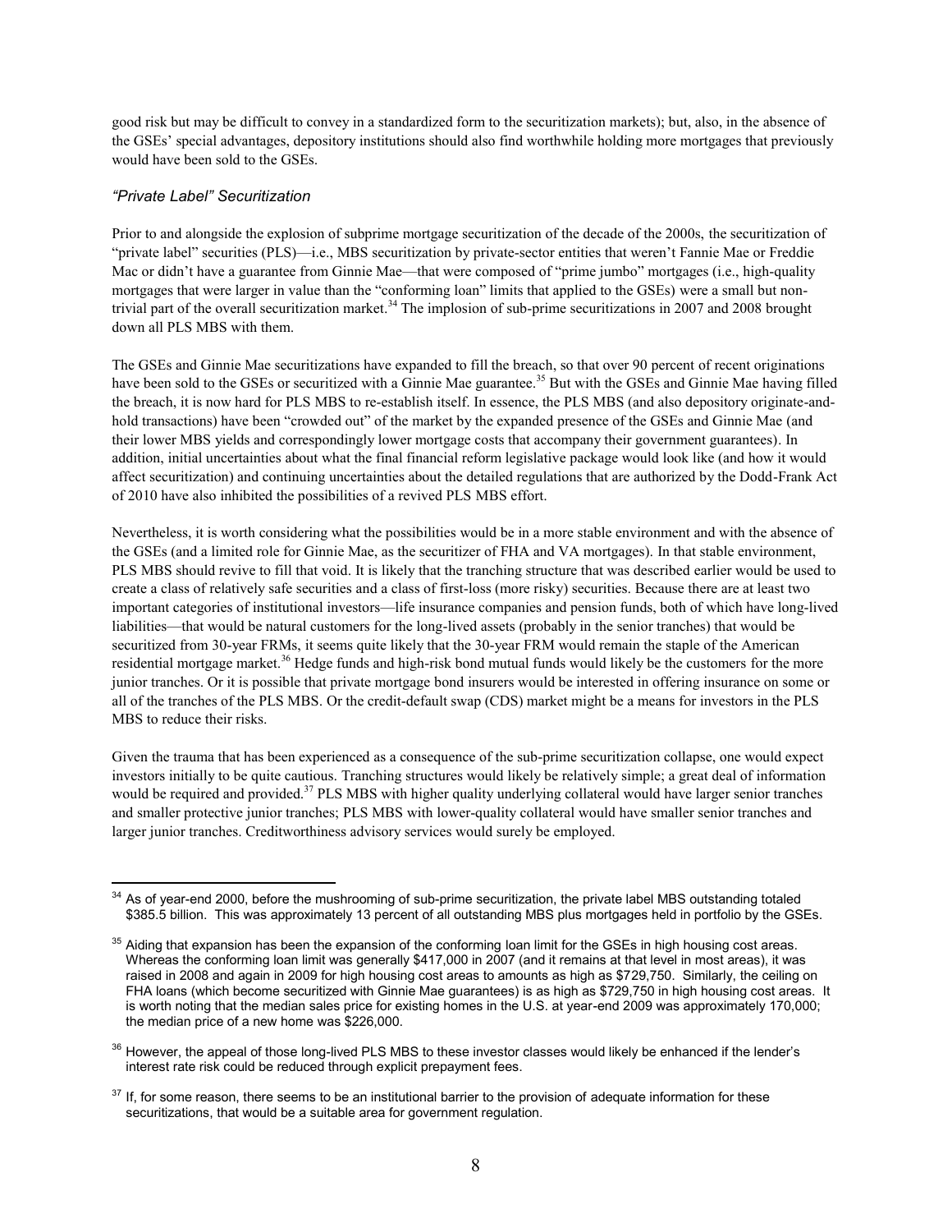good risk but may be difficult to convey in a standardized form to the securitization markets); but, also, in the absence of the GSEs' special advantages, depository institutions should also find worthwhile holding more mortgages that previously would have been sold to the GSEs.

### *"Private Label" Securitization*

Prior to and alongside the explosion of subprime mortgage securitization of the decade of the 2000s, the securitization of "private label" securities (PLS)—i.e., MBS securitization by private-sector entities that weren't Fannie Mae or Freddie Mac or didn't have a guarantee from Ginnie Mae—that were composed of "prime jumbo" mortgages (i.e., high-quality mortgages that were larger in value than the "conforming loan" limits that applied to the GSEs) were a small but non-trivial part of the overall securitization market.[34] The implosion of sub-prime securitizations in 2007 and 2008 brought down all PLS MBS with them.

The GSEs and Ginnie Mae securitizations have expanded to fill the breach, so that over 90 percent of recent originations have been sold to the GSEs or securitized with a Ginnie Mae guarantee.[35] But with the GSEs and Ginnie Mae having filled the breach, it is now hard for PLS MBS to re-establish itself. In essence, the PLS MBS (and also depository originate-and-hold transactions) have been "crowded out" of the market by the expanded presence of the GSEs and Ginnie Mae (and their lower MBS yields and correspondingly lower mortgage costs that accompany their government guarantees). In addition, initial uncertainties about what the final financial reform legislative package would look like (and how it would affect securitization) and continuing uncertainties about the detailed regulations that are authorized by the Dodd-Frank Act of 2010 have also inhibited the possibilities of a revived PLS MBS effort.

Nevertheless, it is worth considering what the possibilities would be in a more stable environment and with the absence of the GSEs (and a limited role for Ginnie Mae, as the securitizer of FHA and VA mortgages). In that stable environment, PLS MBS should revive to fill that void. It is likely that the tranching structure that was described earlier would be used to create a class of relatively safe securities and a class of first-loss (more risky) securities. Because there are at least two important categories of institutional investors—life insurance companies and pension funds, both of which have long-lived liabilities—that would be natural customers for the long-lived assets (probably in the senior tranches) that would be securitized from 30-year FRMs, it seems quite likely that the 30-year FRM would remain the staple of the American residential mortgage market.[36] Hedge funds and high-risk bond mutual funds would likely be the customers for the more junior tranches. Or it is possible that private mortgage bond insurers would be interested in offering insurance on some or all of the tranches of the PLS MBS. Or the credit-default swap (CDS) market might be a means for investors in the PLS MBS to reduce their risks.

Given the trauma that has been experienced as a consequence of the sub-prime securitization collapse, one would expect investors initially to be quite cautious. Tranching structures would likely be relatively simple; a great deal of information would be required and provided.[37] PLS MBS with higher quality underlying collateral would have larger senior tranches and smaller protective junior tranches; PLS MBS with lower-quality collateral would have smaller senior tranches and larger junior tranches. Creditworthiness advisory services would surely be employed.

---

[34] As of year-end 2000, before the mushrooming of sub-prime securitization, the private label MBS outstanding totaled $385.5 billion. This was approximately 13 percent of all outstanding MBS plus mortgages held in portfolio by the GSEs.

[35] Aiding that expansion has been the expansion of the conforming loan limit for the GSEs in high housing cost areas. Whereas the conforming loan limit was generally $417,000 in 2007 (and it remains at that level in most areas), it was raised in 2008 and again in 2009 for high housing cost areas to amounts as high as $729,750. Similarly, the ceiling on FHA loans (which become securitized with Ginnie Mae guarantees) is as high as $729,750 in high housing cost areas. It is worth noting that the median sales price for existing homes in the U.S. at year-end 2009 was approximately 170,000; the median price of a new home was $226,000.

[36] However, the appeal of those long-lived PLS MBS to these investor classes would likely be enhanced if the lender's interest rate risk could be reduced through explicit prepayment fees.

[37] If, for some reason, there seems to be an institutional barrier to the provision of adequate information for these securitizations, that would be a suitable area for government regulation.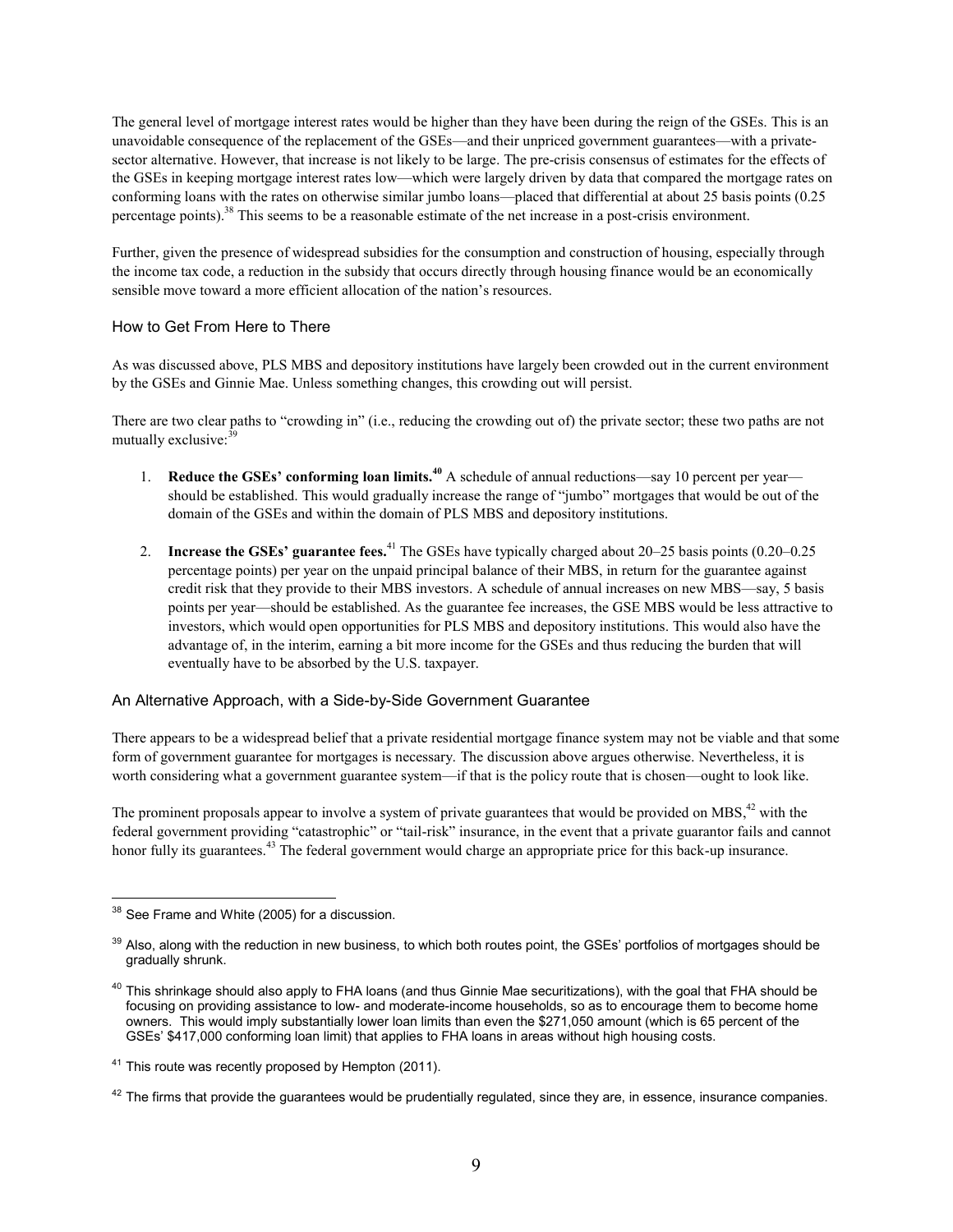The general level of mortgage interest rates would be higher than they have been during the reign of the GSEs. This is an unavoidable consequence of the replacement of the GSEs—and their unpriced government guarantees—with a private-sector alternative. However, that increase is not likely to be large. The pre-crisis consensus of estimates for the effects of the GSEs in keeping mortgage interest rates low—which were largely driven by data that compared the mortgage rates on conforming loans with the rates on otherwise similar jumbo loans—placed that differential at about 25 basis points (0.25 percentage points).[38] This seems to be a reasonable estimate of the net increase in a post-crisis environment.

Further, given the presence of widespread subsidies for the consumption and construction of housing, especially through the income tax code, a reduction in the subsidy that occurs directly through housing finance would be an economically sensible move toward a more efficient allocation of the nation's resources.

### How to Get From Here to There

As was discussed above, PLS MBS and depository institutions have largely been crowded out in the current environment by the GSEs and Ginnie Mae. Unless something changes, this crowding out will persist.

There are two clear paths to "crowding in" (i.e., reducing the crowding out of) the private sector; these two paths are not mutually exclusive:[39]

1. **Reduce the GSEs' conforming loan limits.[40]** A schedule of annual reductions—say 10 percent per year—should be established. This would gradually increase the range of "jumbo" mortgages that would be out of the domain of the GSEs and within the domain of PLS MBS and depository institutions.

2. **Increase the GSEs' guarantee fees.**[41] The GSEs have typically charged about 20–25 basis points (0.20–0.25 percentage points) per year on the unpaid principal balance of their MBS, in return for the guarantee against credit risk that they provide to their MBS investors. A schedule of annual increases on new MBS—say, 5 basis points per year—should be established. As the guarantee fee increases, the GSE MBS would be less attractive to investors, which would open opportunities for PLS MBS and depository institutions. This would also have the advantage of, in the interim, earning a bit more income for the GSEs and thus reducing the burden that will eventually have to be absorbed by the U.S. taxpayer.

### An Alternative Approach, with a Side-by-Side Government Guarantee

There appears to be a widespread belief that a private residential mortgage finance system may not be viable and that some form of government guarantee for mortgages is necessary. The discussion above argues otherwise. Nevertheless, it is worth considering what a government guarantee system—if that is the policy route that is chosen—ought to look like.

The prominent proposals appear to involve a system of private guarantees that would be provided on MBS,[42] with the federal government providing "catastrophic" or "tail-risk" insurance, in the event that a private guarantor fails and cannot honor fully its guarantees.[43] The federal government would charge an appropriate price for this back-up insurance.

---

[38] See Frame and White (2005) for a discussion.

[39] Also, along with the reduction in new business, to which both routes point, the GSEs' portfolios of mortgages should be gradually shrunk.

[40] This shrinkage should also apply to FHA loans (and thus Ginnie Mae securitizations), with the goal that FHA should be focusing on providing assistance to low- and moderate-income households, so as to encourage them to become home owners. This would imply substantially lower loan limits than even the $271,050 amount (which is 65 percent of the GSEs' $417,000 conforming loan limit) that applies to FHA loans in areas without high housing costs.

[41] This route was recently proposed by Hempton (2011).

[42] The firms that provide the guarantees would be prudentially regulated, since they are, in essence, insurance companies.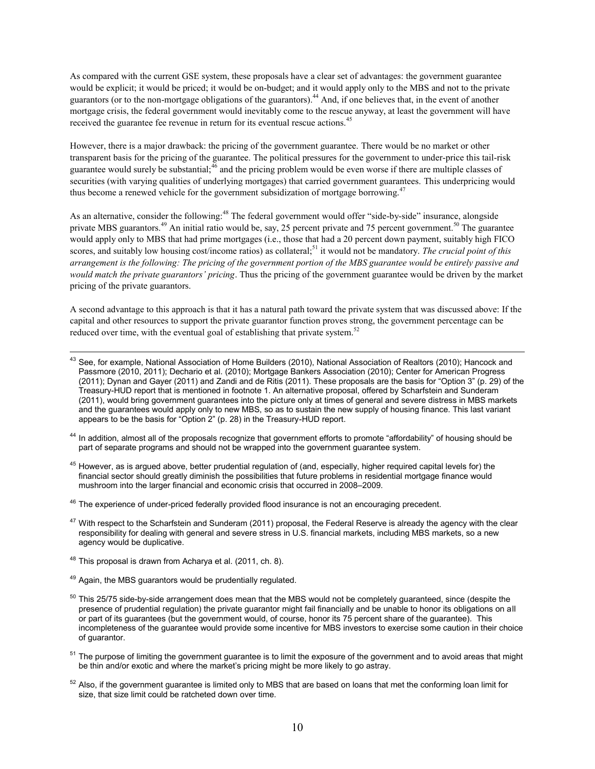As compared with the current GSE system, these proposals have a clear set of advantages: the government guarantee would be explicit; it would be priced; it would be on-budget; and it would apply only to the MBS and not to the private guarantors (or to the non-mortgage obligations of the guarantors).[44] And, if one believes that, in the event of another mortgage crisis, the federal government would inevitably come to the rescue anyway, at least the government will have received the guarantee fee revenue in return for its eventual rescue actions.[45]

However, there is a major drawback: the pricing of the government guarantee. There would be no market or other transparent basis for the pricing of the guarantee. The political pressures for the government to under-price this tail-risk guarantee would surely be substantial;[46] and the pricing problem would be even worse if there are multiple classes of securities (with varying qualities of underlying mortgages) that carried government guarantees. This underpricing would thus become a renewed vehicle for the government subsidization of mortgage borrowing.[47]

As an alternative, consider the following:[48] The federal government would offer "side-by-side" insurance, alongside private MBS guarantors.[49] An initial ratio would be, say, 25 percent private and 75 percent government.[50] The guarantee would apply only to MBS that had prime mortgages (i.e., those that had a 20 percent down payment, suitably high FICO scores, and suitably low housing cost/income ratios) as collateral;[51] it would not be mandatory. *The crucial point of this arrangement is the following: The pricing of the government portion of the MBS guarantee would be entirely passive and would match the private guarantors' pricing*. Thus the pricing of the government guarantee would be driven by the market pricing of the private guarantors.

A second advantage to this approach is that it has a natural path toward the private system that was discussed above: If the capital and other resources to support the private guarantor function proves strong, the government percentage can be reduced over time, with the eventual goal of establishing that private system.[52]

---

[43] See, for example, National Association of Home Builders (2010), National Association of Realtors (2010); Hancock and Passmore (2010, 2011); Dechario et al. (2010); Mortgage Bankers Association (2010); Center for American Progress (2011); Dynan and Gayer (2011) and Zandi and de Ritis (2011). These proposals are the basis for "Option 3" (p. 29) of the Treasury-HUD report that is mentioned in footnote 1. An alternative proposal, offered by Scharfstein and Sunderam (2011), would bring government guarantees into the picture only at times of general and severe distress in MBS markets and the guarantees would apply only to new MBS, so as to sustain the new supply of housing finance. This last variant appears to be the basis for "Option 2" (p. 28) in the Treasury-HUD report.

[44] In addition, almost all of the proposals recognize that government efforts to promote "affordability" of housing should be part of separate programs and should not be wrapped into the government guarantee system.

[45] However, as is argued above, better prudential regulation of (and, especially, higher required capital levels for) the financial sector should greatly diminish the possibilities that future problems in residential mortgage finance would mushroom into the larger financial and economic crisis that occurred in 2008–2009.

[46] The experience of under-priced federally provided flood insurance is not an encouraging precedent.

[47] With respect to the Scharfstein and Sunderam (2011) proposal, the Federal Reserve is already the agency with the clear responsibility for dealing with general and severe stress in U.S. financial markets, including MBS markets, so a new agency would be duplicative.

[48] This proposal is drawn from Acharya et al. (2011, ch. 8).

[49] Again, the MBS guarantors would be prudentially regulated.

[50] This 25/75 side-by-side arrangement does mean that the MBS would not be completely guaranteed, since (despite the presence of prudential regulation) the private guarantor might fail financially and be unable to honor its obligations on all or part of its guarantees (but the government would, of course, honor its 75 percent share of the guarantee). This incompleteness of the guarantee would provide some incentive for MBS investors to exercise some caution in their choice of guarantor.

[51] The purpose of limiting the government guarantee is to limit the exposure of the government and to avoid areas that might be thin and/or exotic and where the market's pricing might be more likely to go astray.

[52] Also, if the government guarantee is limited only to MBS that are based on loans that met the conforming loan limit for size, that size limit could be ratcheted down over time.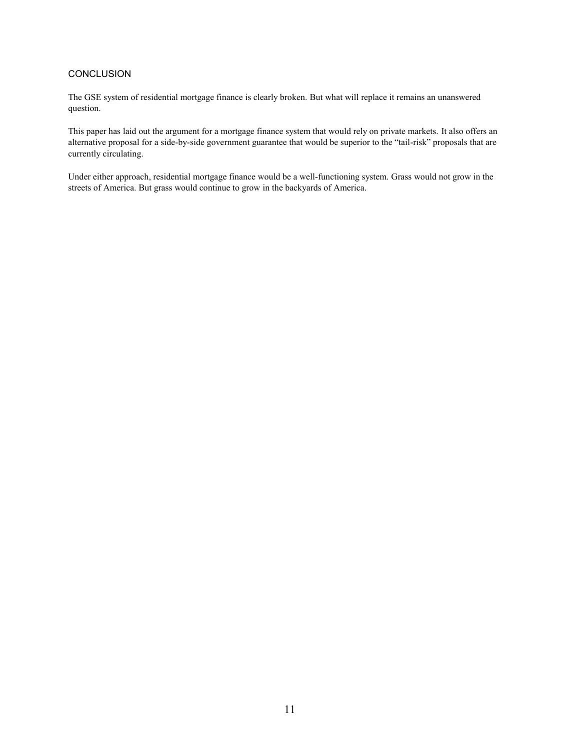## CONCLUSION

The GSE system of residential mortgage finance is clearly broken. But what will replace it remains an unanswered question.

This paper has laid out the argument for a mortgage finance system that would rely on private markets. It also offers an alternative proposal for a side-by-side government guarantee that would be superior to the "tail-risk" proposals that are currently circulating.

Under either approach, residential mortgage finance would be a well-functioning system. Grass would not grow in the streets of America. But grass would continue to grow in the backyards of America.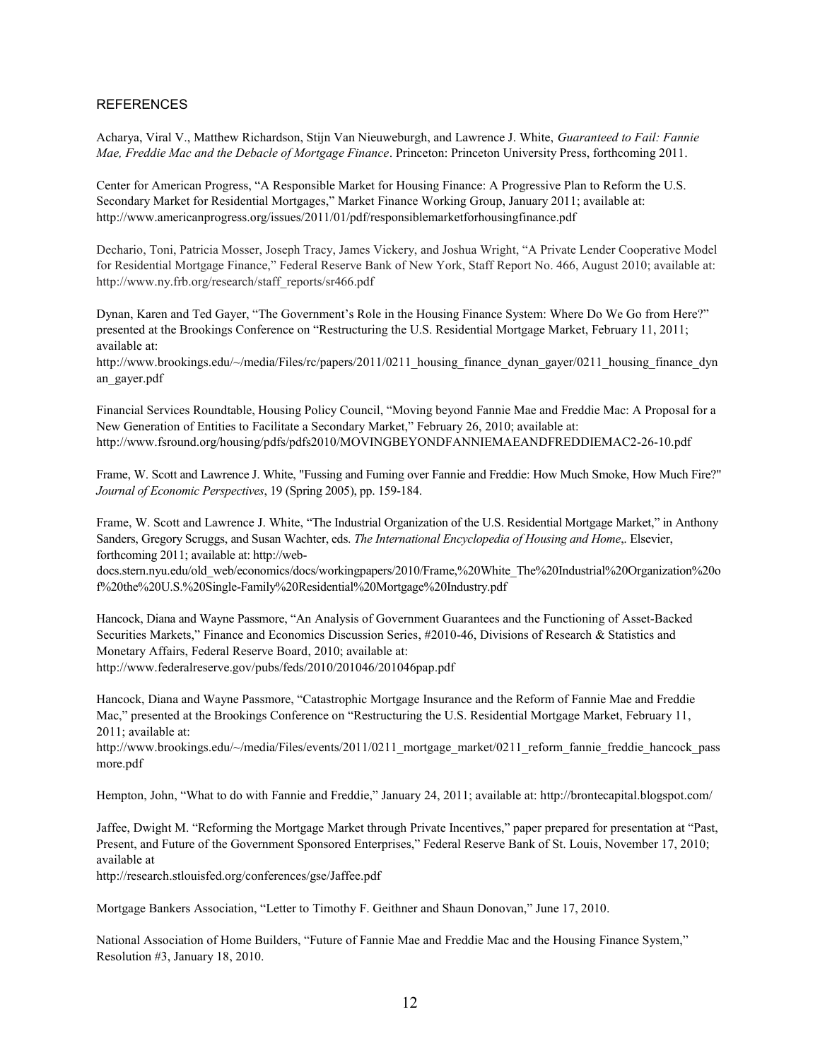## REFERENCES

Acharya, Viral V., Matthew Richardson, Stijn Van Nieuweburgh, and Lawrence J. White, *Guaranteed to Fail: Fannie Mae, Freddie Mac and the Debacle of Mortgage Finance*. Princeton: Princeton University Press, forthcoming 2011.

Center for American Progress, "A Responsible Market for Housing Finance: A Progressive Plan to Reform the U.S. Secondary Market for Residential Mortgages," Market Finance Working Group, January 2011; available at: http://www.americanprogress.org/issues/2011/01/pdf/responsiblemarketforhousingfinance.pdf

Dechario, Toni, Patricia Mosser, Joseph Tracy, James Vickery, and Joshua Wright, "A Private Lender Cooperative Model for Residential Mortgage Finance," Federal Reserve Bank of New York, Staff Report No. 466, August 2010; available at: http://www.ny.frb.org/research/staff_reports/sr466.pdf

Dynan, Karen and Ted Gayer, "The Government's Role in the Housing Finance System: Where Do We Go from Here?" presented at the Brookings Conference on "Restructuring the U.S. Residential Mortgage Market, February 11, 2011; available at:
http://www.brookings.edu/~/media/Files/rc/papers/2011/0211_housing_finance_dynan_gayer/0211_housing_finance_dynan_gayer.pdf

Financial Services Roundtable, Housing Policy Council, "Moving beyond Fannie Mae and Freddie Mac: A Proposal for a New Generation of Entities to Facilitate a Secondary Market," February 26, 2010; available at: http://www.fsround.org/housing/pdfs/pdfs2010/MOVINGBEYONDFANNIEMAEANDFREDDIEMAC2-26-10.pdf

Frame, W. Scott and Lawrence J. White, "Fussing and Fuming over Fannie and Freddie: How Much Smoke, How Much Fire?" *Journal of Economic Perspectives*, 19 (Spring 2005), pp. 159-184.

Frame, W. Scott and Lawrence J. White, "The Industrial Organization of the U.S. Residential Mortgage Market," in Anthony Sanders, Gregory Scruggs, and Susan Wachter, eds. *The International Encyclopedia of Housing and Home*,. Elsevier, forthcoming 2011; available at: http://web-docs.stern.nyu.edu/old_web/economics/docs/workingpapers/2010/Frame,%20White_The%20Industrial%20Organization%20of%20the%20U.S.%20Single-Family%20Residential%20Mortgage%20Industry.pdf

Hancock, Diana and Wayne Passmore, "An Analysis of Government Guarantees and the Functioning of Asset-Backed Securities Markets," Finance and Economics Discussion Series, #2010-46, Divisions of Research & Statistics and Monetary Affairs, Federal Reserve Board, 2010; available at:
http://www.federalreserve.gov/pubs/feds/2010/201046/201046pap.pdf

Hancock, Diana and Wayne Passmore, "Catastrophic Mortgage Insurance and the Reform of Fannie Mae and Freddie Mac," presented at the Brookings Conference on "Restructuring the U.S. Residential Mortgage Market, February 11, 2011; available at:
http://www.brookings.edu/~/media/Files/events/2011/0211_mortgage_market/0211_reform_fannie_freddie_hancock_passmore.pdf

Hempton, John, "What to do with Fannie and Freddie," January 24, 2011; available at: http://brontecapital.blogspot.com/

Jaffee, Dwight M. "Reforming the Mortgage Market through Private Incentives," paper prepared for presentation at "Past, Present, and Future of the Government Sponsored Enterprises," Federal Reserve Bank of St. Louis, November 17, 2010; available at
http://research.stlouisfed.org/conferences/gse/Jaffee.pdf

Mortgage Bankers Association, "Letter to Timothy F. Geithner and Shaun Donovan," June 17, 2010.

National Association of Home Builders, "Future of Fannie Mae and Freddie Mac and the Housing Finance System," Resolution #3, January 18, 2010.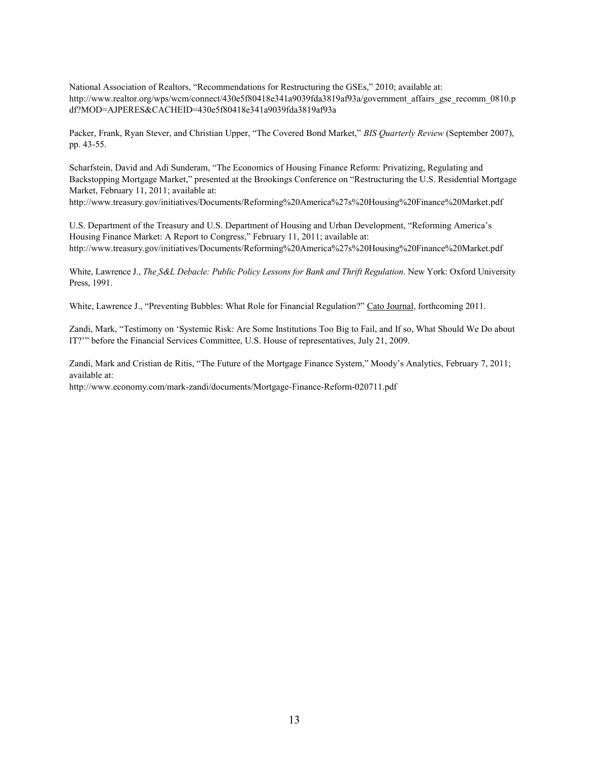National Association of Realtors, "Recommendations for Restructuring the GSEs," 2010; available at: http://www.realtor.org/wps/wcm/connect/430e5f80418e341a9039fda3819af93a/government_affairs_gse_recomm_0810.pdf?MOD=AJPERES&CACHEID=430e5f80418e341a9039fda3819af93a

Packer, Frank, Ryan Stever, and Christian Upper, "The Covered Bond Market," *BIS Quarterly Review* (September 2007), pp. 43-55.

Scharfstein, David and Adi Sunderam, "The Economics of Housing Finance Reform: Privatizing, Regulating and Backstopping Mortgage Market," presented at the Brookings Conference on "Restructuring the U.S. Residential Mortgage Market, February 11, 2011; available at: http://www.treasury.gov/initiatives/Documents/Reforming%20America%27s%20Housing%20Finance%20Market.pdf

U.S. Department of the Treasury and U.S. Department of Housing and Urban Development, "Reforming America's Housing Finance Market: A Report to Congress," February 11, 2011; available at: http://www.treasury.gov/initiatives/Documents/Reforming%20America%27s%20Housing%20Finance%20Market.pdf

White, Lawrence J., *The S&L Debacle: Public Policy Lessons for Bank and Thrift Regulation*. New York: Oxford University Press, 1991.

White, Lawrence J., "Preventing Bubbles: What Role for Financial Regulation?" Cato Journal, forthcoming 2011.

Zandi, Mark, "Testimony on 'Systemic Risk: Are Some Institutions Too Big to Fail, and If so, What Should We Do about IT?'" before the Financial Services Committee, U.S. House of representatives, July 21, 2009.

Zandi, Mark and Cristian de Ritis, "The Future of the Mortgage Finance System," Moody's Analytics, February 7, 2011; available at: http://www.economy.com/mark-zandi/documents/Mortgage-Finance-Reform-020711.pdf